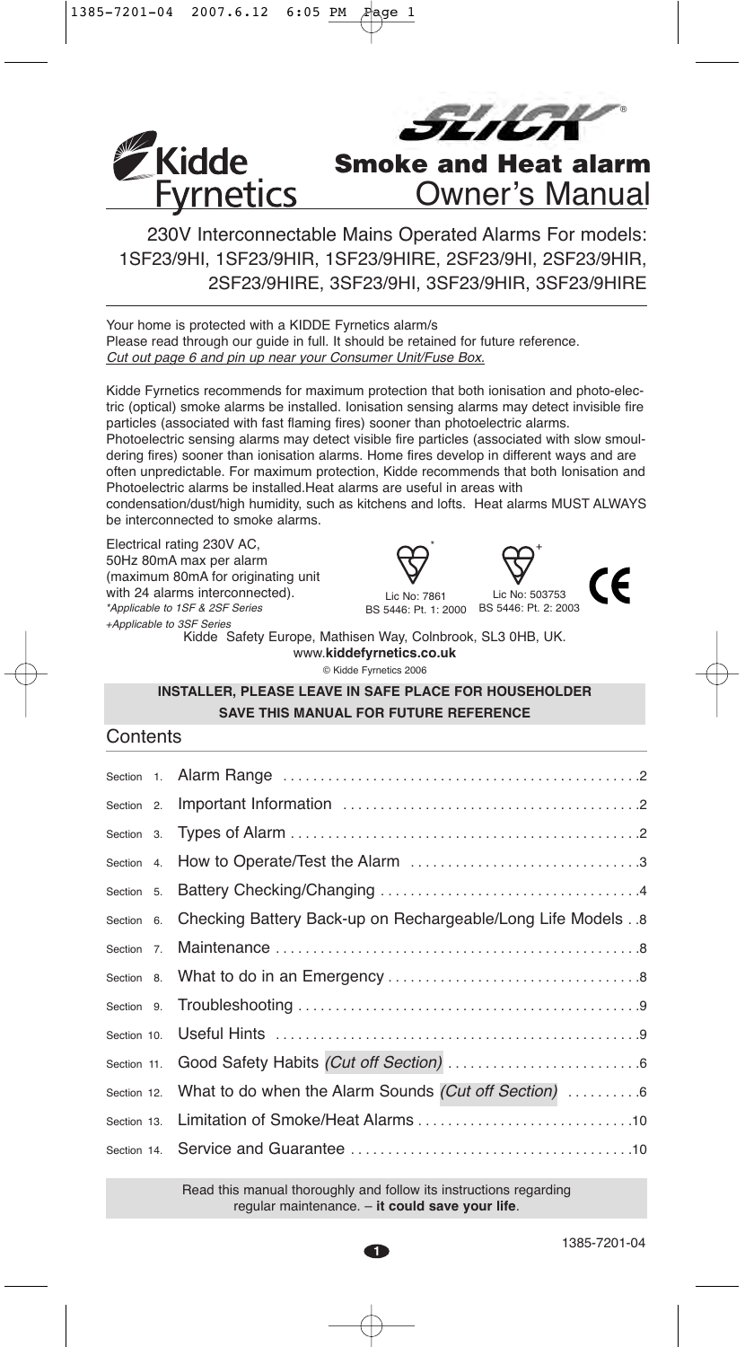# Kidde Fyrnetics

# SLICK®

## Smoke and Heat alarm

## Owner's Manual

230V Interconnectable Mains Operated Alarms For models: 1SF23/9HI, 1SF23/9HIR, 1SF23/9HIRE, 2SF23/9HI, 2SF23/9HIR, 2SF23/9HIRE, 3SF23/9HI, 3SF23/9HIR, 3SF23/9HIRE

---

Your home is protected with a KIDDE Fyrnetics alarm/s

Please read through our guide in full. It should be retained for future reference.

*Cut out page 6 and pin up near your Consumer Unit/Fuse Box.*

Kidde Fyrnetics recommends for maximum protection that both ionisation and photo-electric (optical) smoke alarms be installed. Ionisation sensing alarms may detect invisible fire particles (associated with fast flaming fires) sooner than photoelectric alarms. Photoelectric sensing alarms may detect visible fire particles (associated with slow smouldering fires) sooner than ionisation alarms. Home fires develop in different ways and are often unpredictable. For maximum protection, Kidde recommends that both Ionisation and Photoelectric alarms be installed.Heat alarms are useful in areas with condensation/dust/high humidity, such as kitchens and lofts. Heat alarms MUST ALWAYS be interconnected to smoke alarms.

Electrical rating 230V AC, 50Hz 80mA max per alarm (maximum 80mA for originating unit with 24 alarms interconnected).

*Applicable to 1SF & 2SF Series

+Applicable to 3SF Series

\* Lic No: 7861 BS 5446: Pt. 1: 2000

\+ Lic No: 503753 BS 5446: Pt. 2: 2003

CE

Kidde Safety Europe, Mathisen Way, Colnbrook, SL3 0HB, UK.

www.**kiddefyrnetics.co.uk**

© Kidde Fyrnetics 2006

**INSTALLER, PLEASE LEAVE IN SAFE PLACE FOR HOUSEHOLDER**

**SAVE THIS MANUAL FOR FUTURE REFERENCE**

## Contents

| Section | Title | Page |
|---|---|---|
| Section 1. | Alarm Range | 2 |
| Section 2. | Important Information | 2 |
| Section 3. | Types of Alarm | 2 |
| Section 4. | How to Operate/Test the Alarm | 3 |
| Section 5. | Battery Checking/Changing | 4 |
| Section 6. | Checking Battery Back-up on Rechargeable/Long Life Models | 8 |
| Section 7. | Maintenance | 8 |
| Section 8. | What to do in an Emergency | 8 |
| Section 9. | Troubleshooting | 9 |
| Section 10. | Useful Hints | 9 |
| Section 11. | Good Safety Habits *(Cut off Section)* | 6 |
| Section 12. | What to do when the Alarm Sounds *(Cut off Section)* | 6 |
| Section 13. | Limitation of Smoke/Heat Alarms | 10 |
| Section 14. | Service and Guarantee | 10 |

Read this manual thoroughly and follow its instructions regarding regular maintenance. – **it could save your life**.

1385-7201-04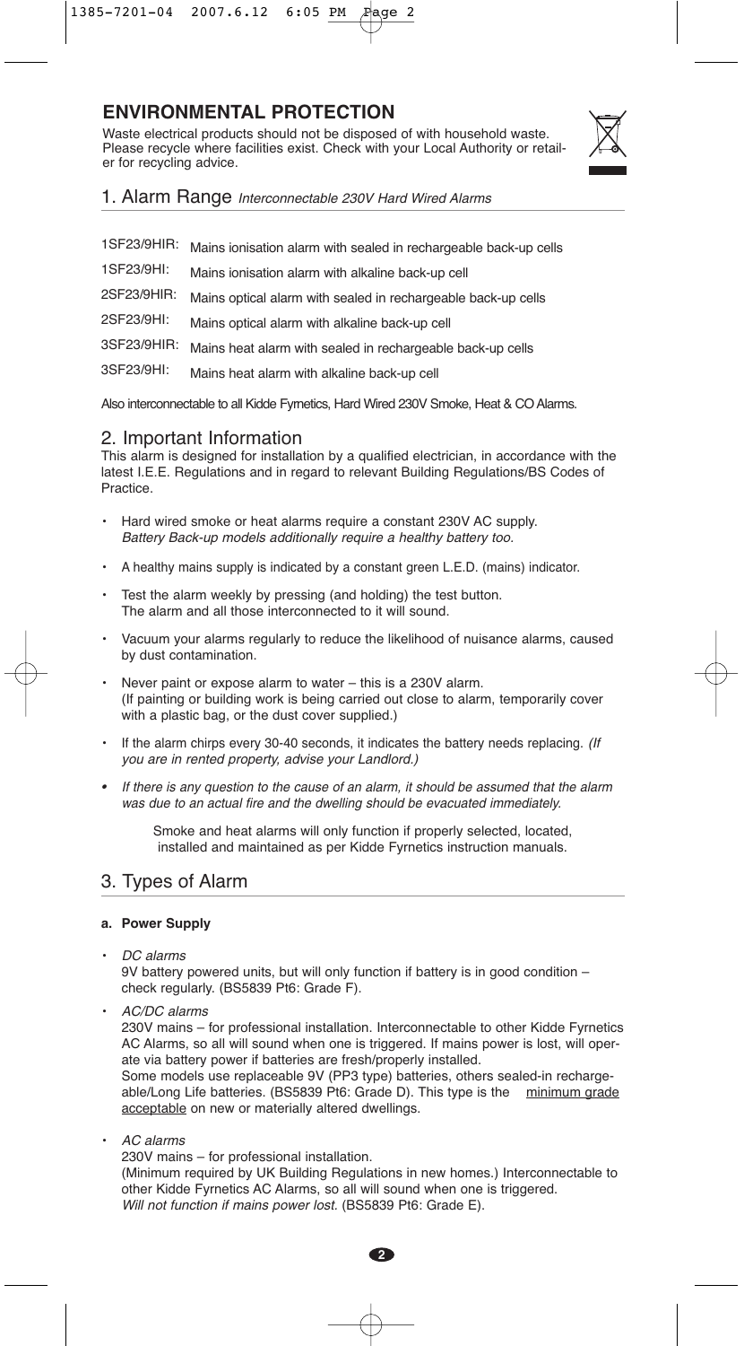## ENVIRONMENTAL PROTECTION

Waste electrical products should not be disposed of with household waste. Please recycle where facilities exist. Check with your Local Authority or retailer for recycling advice.

## 1. Alarm Range *Interconnectable 230V Hard Wired Alarms*

| | |
|---|---|
| 1SF23/9HIR: | Mains ionisation alarm with sealed in rechargeable back-up cells |
| 1SF23/9HI: | Mains ionisation alarm with alkaline back-up cell |
| 2SF23/9HIR: | Mains optical alarm with sealed in rechargeable back-up cells |
| 2SF23/9HI: | Mains optical alarm with alkaline back-up cell |
| 3SF23/9HIR: | Mains heat alarm with sealed in rechargeable back-up cells |
| 3SF23/9HI: | Mains heat alarm with alkaline back-up cell |

Also interconnectable to all Kidde Fyrnetics, Hard Wired 230V Smoke, Heat & CO Alarms.

## 2. Important Information

This alarm is designed for installation by a qualified electrician, in accordance with the latest I.E.E. Regulations and in regard to relevant Building Regulations/BS Codes of Practice.

- Hard wired smoke or heat alarms require a constant 230V AC supply. *Battery Back-up models additionally require a healthy battery too.*
- A healthy mains supply is indicated by a constant green L.E.D. (mains) indicator.
- Test the alarm weekly by pressing (and holding) the test button. The alarm and all those interconnected to it will sound.
- Vacuum your alarms regularly to reduce the likelihood of nuisance alarms, caused by dust contamination.
- Never paint or expose alarm to water – this is a 230V alarm. (If painting or building work is being carried out close to alarm, temporarily cover with a plastic bag, or the dust cover supplied.)
- If the alarm chirps every 30-40 seconds, it indicates the battery needs replacing. *(If you are in rented property, advise your Landlord.)*
- *If there is any question to the cause of an alarm, it should be assumed that the alarm was due to an actual fire and the dwelling should be evacuated immediately.*

Smoke and heat alarms will only function if properly selected, located, installed and maintained as per Kidde Fyrnetics instruction manuals.

## 3. Types of Alarm

**a. Power Supply**

- *DC alarms*
  9V battery powered units, but will only function if battery is in good condition – check regularly. (BS5839 Pt6: Grade F).
- *AC/DC alarms*
  230V mains – for professional installation. Interconnectable to other Kidde Fyrnetics AC Alarms, so all will sound when one is triggered. If mains power is lost, will operate via battery power if batteries are fresh/properly installed.
  Some models use replaceable 9V (PP3 type) batteries, others sealed-in rechargeable/Long Life batteries. (BS5839 Pt6: Grade D). This type is the minimum grade acceptable on new or materially altered dwellings.
- *AC alarms*
  230V mains – for professional installation.
  (Minimum required by UK Building Regulations in new homes.) Interconnectable to other Kidde Fyrnetics AC Alarms, so all will sound when one is triggered.
  *Will not function if mains power lost.* (BS5839 Pt6: Grade E).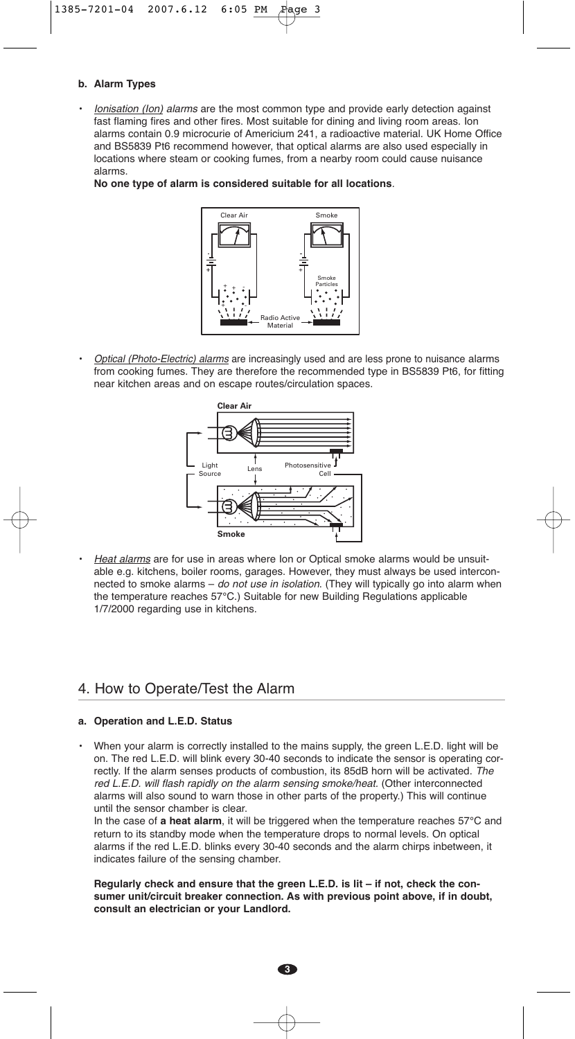#### b. Alarm Types

- *Ionisation (Ion) alarms* are the most common type and provide early detection against fast flaming fires and other fires. Most suitable for dining and living room areas. Ion alarms contain 0.9 microcurie of Americium 241, a radioactive material. UK Home Office and BS5839 Pt6 recommend however, that optical alarms are also used especially in locations where steam or cooking fumes, from a nearby room could cause nuisance alarms.

  **No one type of alarm is considered suitable for all locations**.

- *Optical (Photo-Electric) alarms* are increasingly used and are less prone to nuisance alarms from cooking fumes. They are therefore the recommended type in BS5839 Pt6, for fitting near kitchen areas and on escape routes/circulation spaces.

- *Heat alarms* are for use in areas where Ion or Optical smoke alarms would be unsuitable e.g. kitchens, boiler rooms, garages. However, they must always be used interconnected to smoke alarms – *do not use in isolation*. (They will typically go into alarm when the temperature reaches 57°C.) Suitable for new Building Regulations applicable 1/7/2000 regarding use in kitchens.

## 4. How to Operate/Test the Alarm

#### a. Operation and L.E.D. Status

- When your alarm is correctly installed to the mains supply, the green L.E.D. light will be on. The red L.E.D. will blink every 30-40 seconds to indicate the sensor is operating correctly. If the alarm senses products of combustion, its 85dB horn will be activated. *The red L.E.D. will flash rapidly on the alarm sensing smoke/heat.* (Other interconnected alarms will also sound to warn those in other parts of the property.) This will continue until the sensor chamber is clear.

  In the case of **a heat alarm**, it will be triggered when the temperature reaches 57°C and return to its standby mode when the temperature drops to normal levels. On optical alarms if the red L.E.D. blinks every 30-40 seconds and the alarm chirps inbetween, it indicates failure of the sensing chamber.

**Regularly check and ensure that the green L.E.D. is lit – if not, check the consumer unit/circuit breaker connection. As with previous point above, if in doubt, consult an electrician or your Landlord.**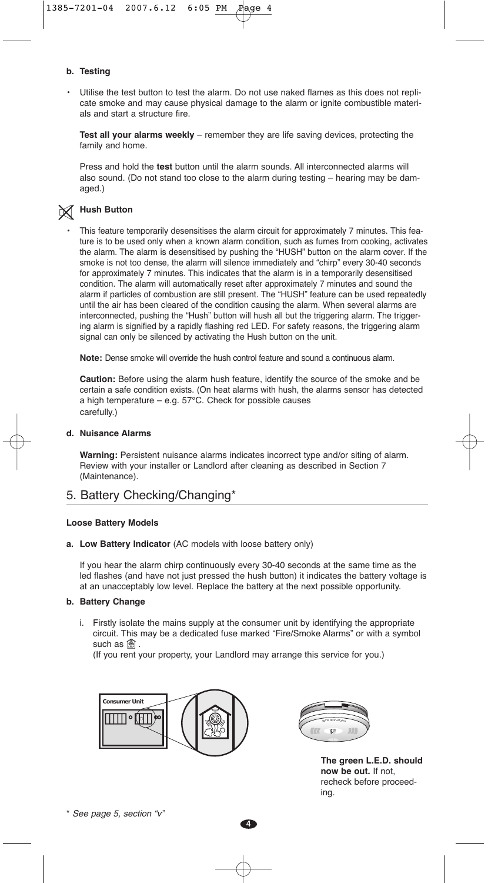**b. Testing**

- Utilise the test button to test the alarm. Do not use naked flames as this does not replicate smoke and may cause physical damage to the alarm or ignite combustible materials and start a structure fire.

  **Test all your alarms weekly** – remember they are life saving devices, protecting the family and home.

  Press and hold the **test** button until the alarm sounds. All interconnected alarms will also sound. (Do not stand too close to the alarm during testing – hearing may be damaged.)

**Hush Button**

- This feature temporarily desensitises the alarm circuit for approximately 7 minutes. This feature is to be used only when a known alarm condition, such as fumes from cooking, activates the alarm. The alarm is desensitised by pushing the "HUSH" button on the alarm cover. If the smoke is not too dense, the alarm will silence immediately and "chirp" every 30-40 seconds for approximately 7 minutes. This indicates that the alarm is in a temporarily desensitised condition. The alarm will automatically reset after approximately 7 minutes and sound the alarm if particles of combustion are still present. The "HUSH" feature can be used repeatedly until the air has been cleared of the condition causing the alarm. When several alarms are interconnected, pushing the "Hush" button will hush all but the triggering alarm. The triggering alarm is signified by a rapidly flashing red LED. For safety reasons, the triggering alarm signal can only be silenced by activating the Hush button on the unit.

  **Note:** Dense smoke will override the hush control feature and sound a continuous alarm.

  **Caution:** Before using the alarm hush feature, identify the source of the smoke and be certain a safe condition exists. (On heat alarms with hush, the alarms sensor has detected a high temperature – e.g. 57°C. Check for possible causes carefully.)

**d. Nuisance Alarms**

**Warning:** Persistent nuisance alarms indicates incorrect type and/or siting of alarm. Review with your installer or Landlord after cleaning as described in Section 7 (Maintenance).

## 5. Battery Checking/Changing*

**Loose Battery Models**

**a. Low Battery Indicator** (AC models with loose battery only)

If you hear the alarm chirp continuously every 30-40 seconds at the same time as the led flashes (and have not just pressed the hush button) it indicates the battery voltage is at an unacceptably low level. Replace the battery at the next possible opportunity.

**b. Battery Change**

i. Firstly isolate the mains supply at the consumer unit by identifying the appropriate circuit. This may be a dedicated fuse marked "Fire/Smoke Alarms" or with a symbol such as .
(If you rent your property, your Landlord may arrange this service for you.)

Consumer Unit

**The green L.E.D. should now be out.** If not, recheck before proceeding.

\* *See page 5, section "v"*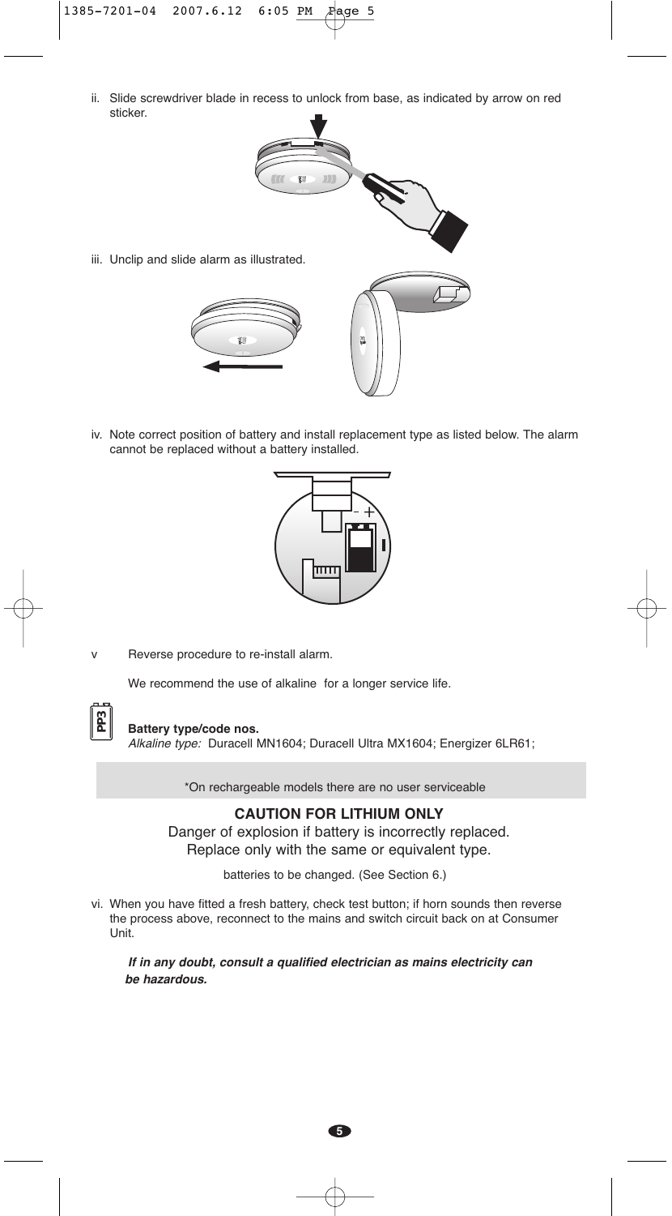ii. Slide screwdriver blade in recess to unlock from base, as indicated by arrow on red sticker.

iii. Unclip and slide alarm as illustrated.

iv. Note correct position of battery and install replacement type as listed below. The alarm cannot be replaced without a battery installed.

v Reverse procedure to re-install alarm.

We recommend the use of alkaline for a longer service life.

**Battery type/code nos.**
*Alkaline type:* Duracell MN1604; Duracell Ultra MX1604; Energizer 6LR61;

\*On rechargeable models there are no user serviceable

**CAUTION FOR LITHIUM ONLY**
Danger of explosion if battery is incorrectly replaced.
Replace only with the same or equivalent type.

batteries to be changed. (See Section 6.)

vi. When you have fitted a fresh battery, check test button; if horn sounds then reverse the process above, reconnect to the mains and switch circuit back on at Consumer Unit.

***If in any doubt, consult a qualified electrician as mains electricity can be hazardous.***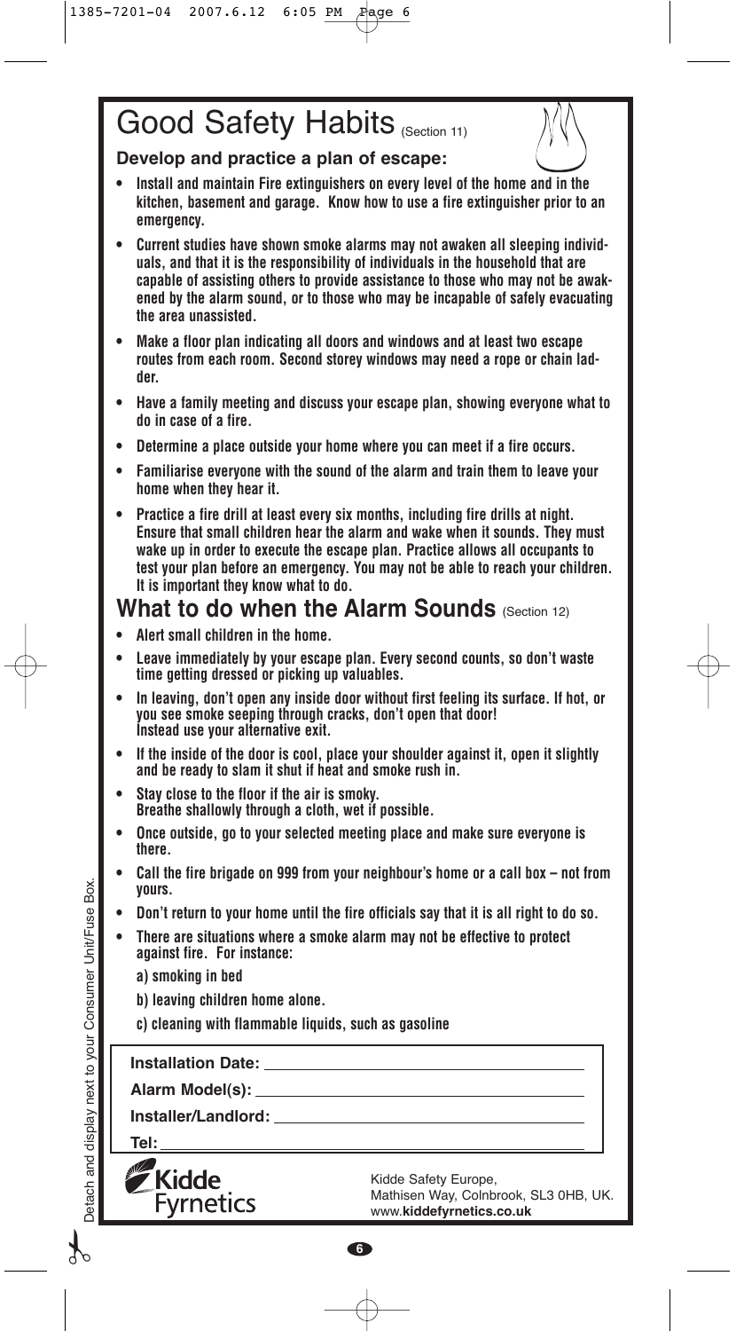## Good Safety Habits (Section 11)

### Develop and practice a plan of escape:

- **Install and maintain Fire extinguishers on every level of the home and in the kitchen, basement and garage. Know how to use a fire extinguisher prior to an emergency.**
- **Current studies have shown smoke alarms may not awaken all sleeping individuals, and that it is the responsibility of individuals in the household that are capable of assisting others to provide assistance to those who may not be awakened by the alarm sound, or to those who may be incapable of safely evacuating the area unassisted.**
- **Make a floor plan indicating all doors and windows and at least two escape routes from each room. Second storey windows may need a rope or chain ladder.**
- **Have a family meeting and discuss your escape plan, showing everyone what to do in case of a fire.**
- **Determine a place outside your home where you can meet if a fire occurs.**
- **Familiarise everyone with the sound of the alarm and train them to leave your home when they hear it.**
- **Practice a fire drill at least every six months, including fire drills at night. Ensure that small children hear the alarm and wake when it sounds. They must wake up in order to execute the escape plan. Practice allows all occupants to test your plan before an emergency. You may not be able to reach your children. It is important they know what to do.**

## What to do when the Alarm Sounds (Section 12)

- **Alert small children in the home.**
- **Leave immediately by your escape plan. Every second counts, so don't waste time getting dressed or picking up valuables.**
- **In leaving, don't open any inside door without first feeling its surface. If hot, or you see smoke seeping through cracks, don't open that door! Instead use your alternative exit.**
- **If the inside of the door is cool, place your shoulder against it, open it slightly and be ready to slam it shut if heat and smoke rush in.**
- **Stay close to the floor if the air is smoky. Breathe shallowly through a cloth, wet if possible.**
- **Once outside, go to your selected meeting place and make sure everyone is there.**
- **Call the fire brigade on 999 from your neighbour's home or a call box – not from yours.**
- **Don't return to your home until the fire officials say that it is all right to do so.**
- **There are situations where a smoke alarm may not be effective to protect against fire. For instance:**
  - **a) smoking in bed**
  - **b) leaving children home alone.**
  - **c) cleaning with flammable liquids, such as gasoline**

**Installation Date:** ______________________

**Alarm Model(s):** ______________________

**Installer/Landlord:** ______________________

**Tel:** ______________________

Detach and display next to your Consumer Unit/Fuse Box.

Kidde Fyrnetics

Kidde Safety Europe,
Mathisen Way, Colnbrook, SL3 0HB, UK.
www.**kiddefyrnetics.co.uk**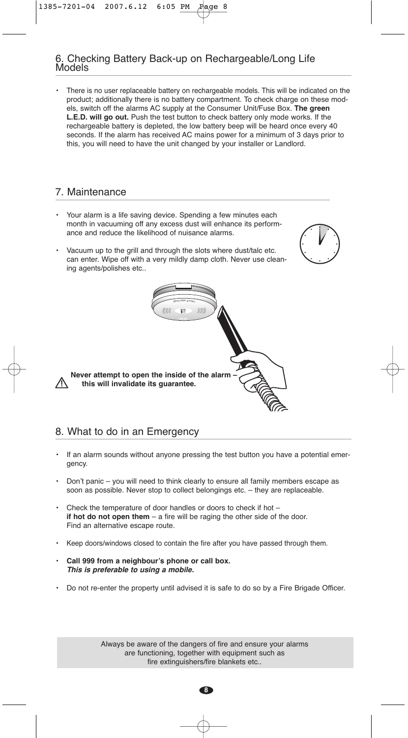## 6. Checking Battery Back-up on Rechargeable/Long Life Models

- There is no user replaceable battery on rechargeable models. This will be indicated on the product; additionally there is no battery compartment. To check charge on these models, switch off the alarms AC supply at the Consumer Unit/Fuse Box. **The green L.E.D. will go out.** Push the test button to check battery only mode works. If the rechargeable battery is depleted, the low battery beep will be heard once every 40 seconds. If the alarm has received AC mains power for a minimum of 3 days prior to this, you will need to have the unit changed by your installer or Landlord.

## 7. Maintenance

- Your alarm is a life saving device. Spending a few minutes each month in vacuuming off any excess dust will enhance its performance and reduce the likelihood of nuisance alarms.
- Vacuum up to the grill and through the slots where dust/talc etc. can enter. Wipe off with a very mildly damp cloth. Never use cleaning agents/polishes etc..

⚠ **Never attempt to open the inside of the alarm – this will invalidate its guarantee.**

## 8. What to do in an Emergency

- If an alarm sounds without anyone pressing the test button you have a potential emergency.
- Don't panic – you will need to think clearly to ensure all family members escape as soon as possible. Never stop to collect belongings etc. – they are replaceable.
- Check the temperature of door handles or doors to check if hot – **if hot do not open them** – a fire will be raging the other side of the door. Find an alternative escape route.
- Keep doors/windows closed to contain the fire after you have passed through them.
- **Call 999 from a neighbour's phone or call box.** ***This is preferable to using a mobile.***
- Do not re-enter the property until advised it is safe to do so by a Fire Brigade Officer.

Always be aware of the dangers of fire and ensure your alarms are functioning, together with equipment such as fire extinguishers/fire blankets etc..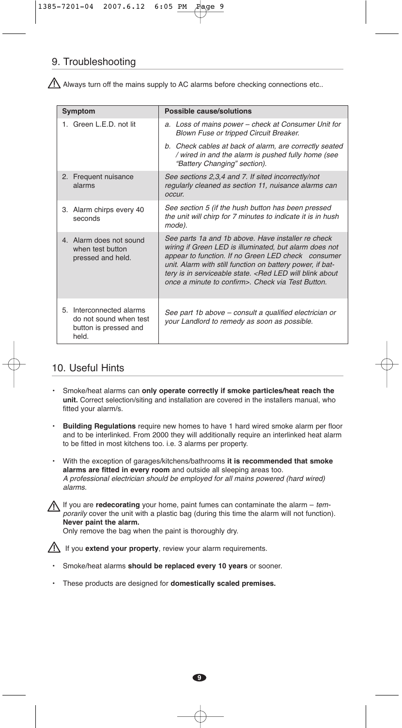## 9. Troubleshooting

⚠ Always turn off the mains supply to AC alarms before checking connections etc..

| Symptom | Possible cause/solutions |
| --- | --- |
| 1. Green L.E.D. not lit | *a. Loss of mains power – check at Consumer Unit for Blown Fuse or tripped Circuit Breaker.* <br> *b. Check cables at back of alarm, are correctly seated / wired in and the alarm is pushed fully home (see "Battery Changing" section).* |
| 2. Frequent nuisance alarms | *See sections 2,3,4 and 7. If sited incorrectly/not regularly cleaned as section 11, nuisance alarms can occur.* |
| 3. Alarm chirps every 40 seconds | *See section 5 (if the hush button has been pressed the unit will chirp for 7 minutes to indicate it is in hush mode).* |
| 4. Alarm does not sound when test button pressed and held. | *See parts 1a and 1b above. Have installer re check wiring if Green LED is illuminated, but alarm does not appear to function. If no Green LED check consumer unit. Alarm with still function on battery power, if battery is in serviceable state. <Red LED will blink about once a minute to confirm>. Check via Test Button.* |
| 5. Interconnected alarms do not sound when test button is pressed and held. | *See part 1b above – consult a qualified electrician or your Landlord to remedy as soon as possible.* |

## 10. Useful Hints

- Smoke/heat alarms can **only operate correctly if smoke particles/heat reach the unit.** Correct selection/siting and installation are covered in the installers manual, who fitted your alarm/s.
- **Building Regulations** require new homes to have 1 hard wired smoke alarm per floor and to be interlinked. From 2000 they will additionally require an interlinked heat alarm to be fitted in most kitchens too. i.e. 3 alarms per property.
- With the exception of garages/kitchens/bathrooms **it is recommended that smoke alarms are fitted in every room** and outside all sleeping areas too.
  *A professional electrician should be employed for all mains powered (hard wired) alarms.*

⚠ If you are **redecorating** your home, paint fumes can contaminate the alarm – *temporarily* cover the unit with a plastic bag (during this time the alarm will not function). **Never paint the alarm.**
Only remove the bag when the paint is thoroughly dry.

⚠ If you **extend your property**, review your alarm requirements.

- Smoke/heat alarms **should be replaced every 10 years** or sooner.
- These products are designed for **domestically scaled premises.**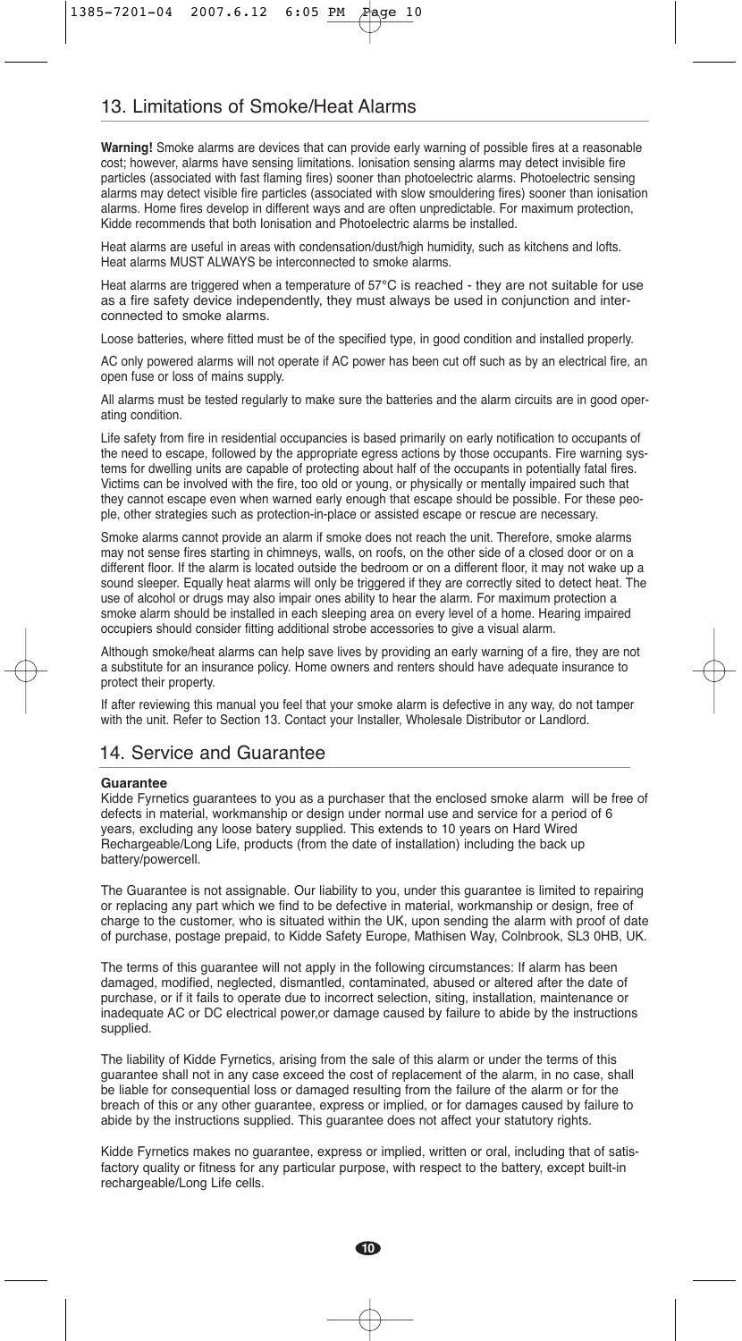## 13. Limitations of Smoke/Heat Alarms

**Warning!** Smoke alarms are devices that can provide early warning of possible fires at a reasonable cost; however, alarms have sensing limitations. Ionisation sensing alarms may detect invisible fire particles (associated with fast flaming fires) sooner than photoelectric alarms. Photoelectric sensing alarms may detect visible fire particles (associated with slow smouldering fires) sooner than ionisation alarms. Home fires develop in different ways and are often unpredictable. For maximum protection, Kidde recommends that both Ionisation and Photoelectric alarms be installed.

Heat alarms are useful in areas with condensation/dust/high humidity, such as kitchens and lofts. Heat alarms MUST ALWAYS be interconnected to smoke alarms.

Heat alarms are triggered when a temperature of 57°C is reached - they are not suitable for use as a fire safety device independently, they must always be used in conjunction and interconnected to smoke alarms.

Loose batteries, where fitted must be of the specified type, in good condition and installed properly.

AC only powered alarms will not operate if AC power has been cut off such as by an electrical fire, an open fuse or loss of mains supply.

All alarms must be tested regularly to make sure the batteries and the alarm circuits are in good operating condition.

Life safety from fire in residential occupancies is based primarily on early notification to occupants of the need to escape, followed by the appropriate egress actions by those occupants. Fire warning systems for dwelling units are capable of protecting about half of the occupants in potentially fatal fires. Victims can be involved with the fire, too old or young, or physically or mentally impaired such that they cannot escape even when warned early enough that escape should be possible. For these people, other strategies such as protection-in-place or assisted escape or rescue are necessary.

Smoke alarms cannot provide an alarm if smoke does not reach the unit. Therefore, smoke alarms may not sense fires starting in chimneys, walls, on roofs, on the other side of a closed door or on a different floor. If the alarm is located outside the bedroom or on a different floor, it may not wake up a sound sleeper. Equally heat alarms will only be triggered if they are correctly sited to detect heat. The use of alcohol or drugs may also impair ones ability to hear the alarm. For maximum protection a smoke alarm should be installed in each sleeping area on every level of a home. Hearing impaired occupiers should consider fitting additional strobe accessories to give a visual alarm.

Although smoke/heat alarms can help save lives by providing an early warning of a fire, they are not a substitute for an insurance policy. Home owners and renters should have adequate insurance to protect their property.

If after reviewing this manual you feel that your smoke alarm is defective in any way, do not tamper with the unit. Refer to Section 13. Contact your Installer, Wholesale Distributor or Landlord.

## 14. Service and Guarantee

**Guarantee**

Kidde Fyrnetics guarantees to you as a purchaser that the enclosed smoke alarm will be free of defects in material, workmanship or design under normal use and service for a period of 6 years, excluding any loose batery supplied. This extends to 10 years on Hard Wired Rechargeable/Long Life, products (from the date of installation) including the back up battery/powercell.

The Guarantee is not assignable. Our liability to you, under this guarantee is limited to repairing or replacing any part which we find to be defective in material, workmanship or design, free of charge to the customer, who is situated within the UK, upon sending the alarm with proof of date of purchase, postage prepaid, to Kidde Safety Europe, Mathisen Way, Colnbrook, SL3 0HB, UK.

The terms of this guarantee will not apply in the following circumstances: If alarm has been damaged, modified, neglected, dismantled, contaminated, abused or altered after the date of purchase, or if it fails to operate due to incorrect selection, siting, installation, maintenance or inadequate AC or DC electrical power,or damage caused by failure to abide by the instructions supplied.

The liability of Kidde Fyrnetics, arising from the sale of this alarm or under the terms of this guarantee shall not in any case exceed the cost of replacement of the alarm, in no case, shall be liable for consequential loss or damaged resulting from the failure of the alarm or for the breach of this or any other guarantee, express or implied, or for damages caused by failure to abide by the instructions supplied. This guarantee does not affect your statutory rights.

Kidde Fyrnetics makes no guarantee, express or implied, written or oral, including that of satisfactory quality or fitness for any particular purpose, with respect to the battery, except built-in rechargeable/Long Life cells.